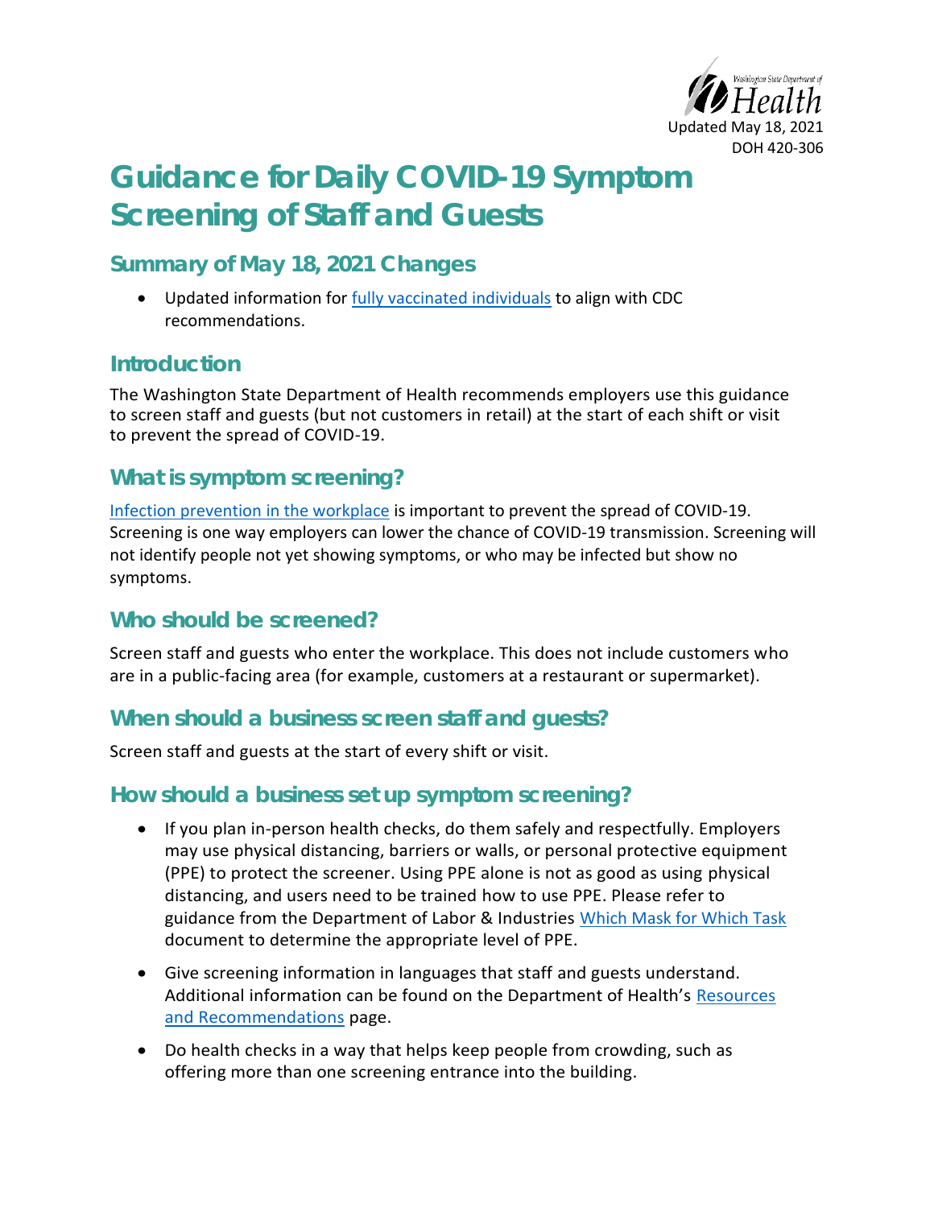Updated May 18, 2021
DOH 420-306

# Guidance for Daily COVID-19 Symptom Screening of Staff and Guests

## Summary of May 18, 2021 Changes

- Updated information for fully vaccinated individuals to align with CDC recommendations.

## Introduction

The Washington State Department of Health recommends employers use this guidance to screen staff and guests (but not customers in retail) at the start of each shift or visit to prevent the spread of COVID-19.

## What is symptom screening?

Infection prevention in the workplace is important to prevent the spread of COVID-19. Screening is one way employers can lower the chance of COVID-19 transmission. Screening will not identify people not yet showing symptoms, or who may be infected but show no symptoms.

## Who should be screened?

Screen staff and guests who enter the workplace. This does not include customers who are in a public-facing area (for example, customers at a restaurant or supermarket).

## When should a business screen staff and guests?

Screen staff and guests at the start of every shift or visit.

## How should a business set up symptom screening?

- If you plan in-person health checks, do them safely and respectfully. Employers may use physical distancing, barriers or walls, or personal protective equipment (PPE) to protect the screener. Using PPE alone is not as good as using physical distancing, and users need to be trained how to use PPE. Please refer to guidance from the Department of Labor & Industries Which Mask for Which Task document to determine the appropriate level of PPE.
- Give screening information in languages that staff and guests understand. Additional information can be found on the Department of Health's Resources and Recommendations page.
- Do health checks in a way that helps keep people from crowding, such as offering more than one screening entrance into the building.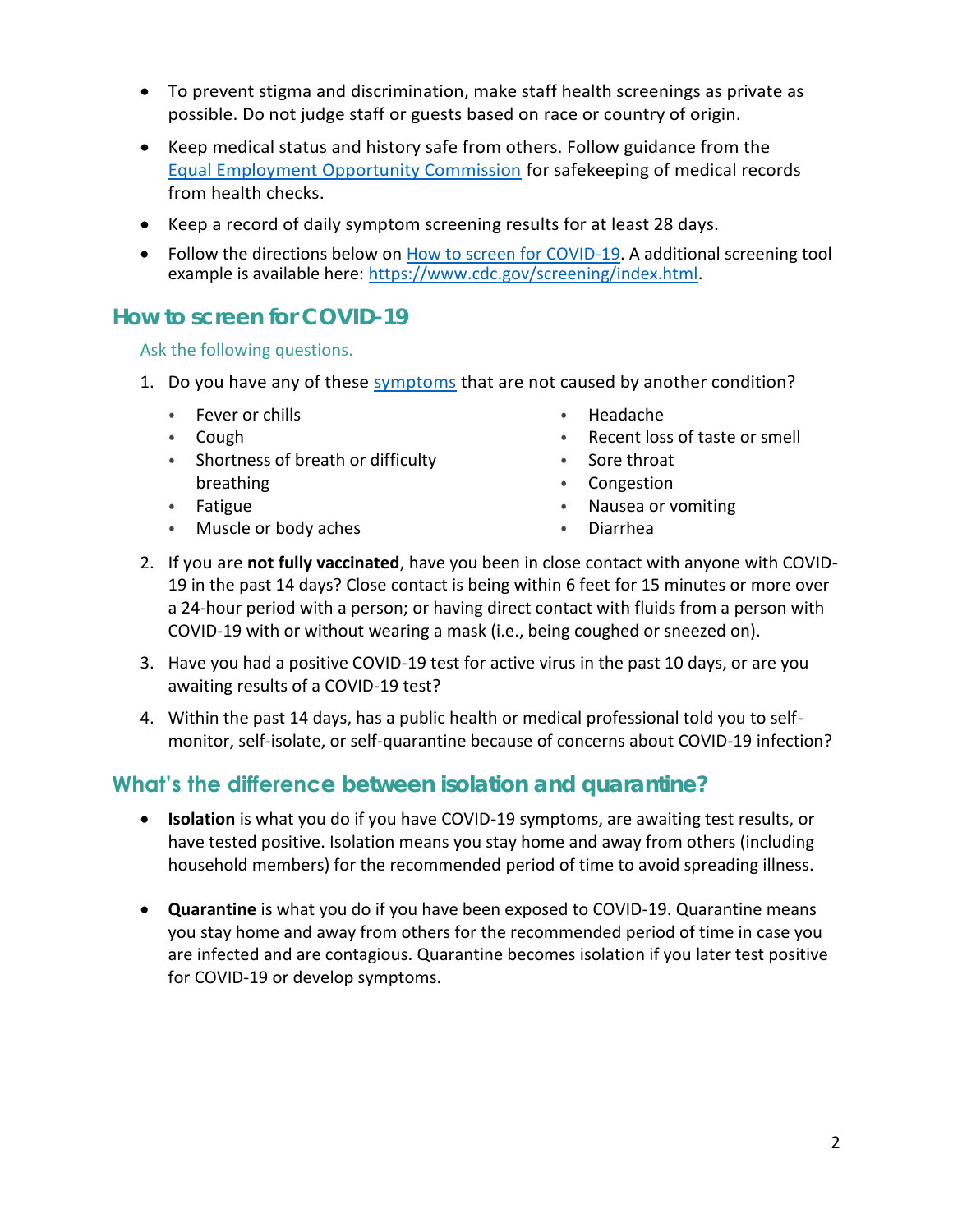- To prevent stigma and discrimination, make staff health screenings as private as possible. Do not judge staff or guests based on race or country of origin.
- Keep medical status and history safe from others. Follow guidance from the [Equal Employment Opportunity Commission](#) for safekeeping of medical records from health checks.
- Keep a record of daily symptom screening results for at least 28 days.
- Follow the directions below on [How to screen for COVID-19](#). A additional screening tool example is available here: https://www.cdc.gov/screening/index.html.

## How to screen for COVID-19

Ask the following questions.

1. Do you have any of these [symptoms](#) that are not caused by another condition?
   - Fever or chills
   - Cough
   - Shortness of breath or difficulty breathing
   - Fatigue
   - Muscle or body aches
   - Headache
   - Recent loss of taste or smell
   - Sore throat
   - Congestion
   - Nausea or vomiting
   - Diarrhea
2. If you are **not fully vaccinated**, have you been in close contact with anyone with COVID-19 in the past 14 days? Close contact is being within 6 feet for 15 minutes or more over a 24-hour period with a person; or having direct contact with fluids from a person with COVID-19 with or without wearing a mask (i.e., being coughed or sneezed on).
3. Have you had a positive COVID-19 test for active virus in the past 10 days, or are you awaiting results of a COVID-19 test?
4. Within the past 14 days, has a public health or medical professional told you to self-monitor, self-isolate, or self-quarantine because of concerns about COVID-19 infection?

## What's the difference between isolation and quarantine?

- **Isolation** is what you do if you have COVID-19 symptoms, are awaiting test results, or have tested positive. Isolation means you stay home and away from others (including household members) for the recommended period of time to avoid spreading illness.
- **Quarantine** is what you do if you have been exposed to COVID-19. Quarantine means you stay home and away from others for the recommended period of time in case you are infected and are contagious. Quarantine becomes isolation if you later test positive for COVID-19 or develop symptoms.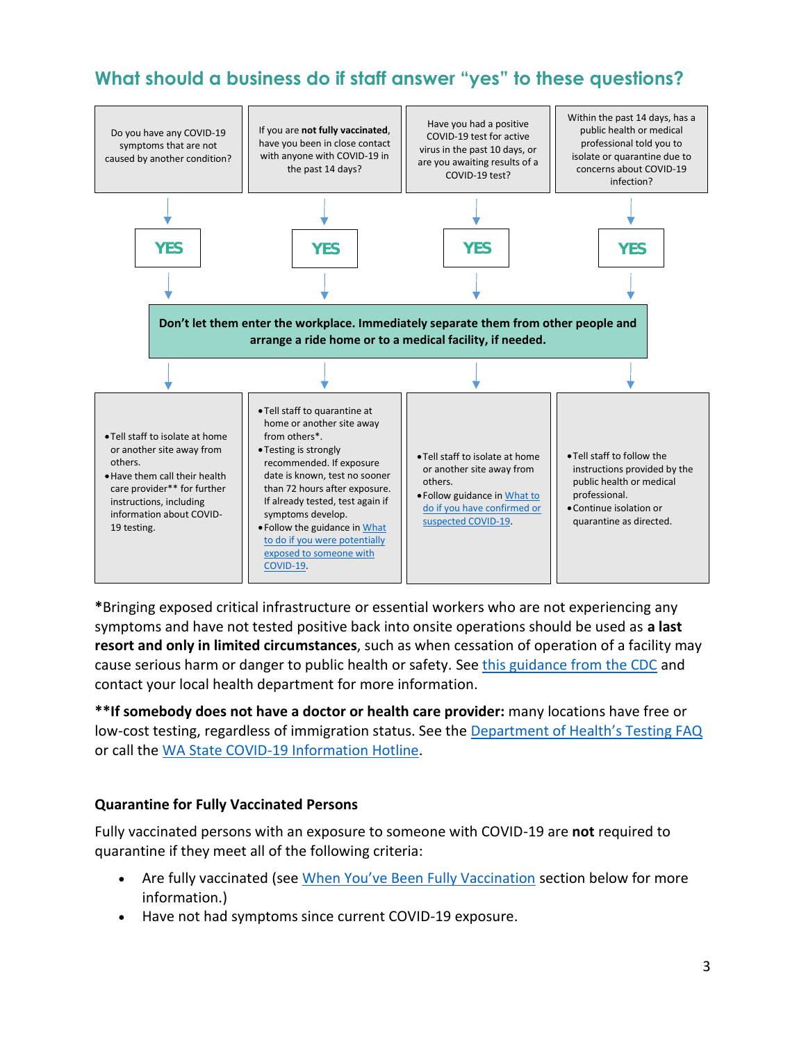## What should a business do if staff answer "yes" to these questions?

| Do you have any COVID-19 symptoms that are not caused by another condition? | If you are **not fully vaccinated**, have you been in close contact with anyone with COVID-19 in the past 14 days? | Have you had a positive COVID-19 test for active virus in the past 10 days, or are you awaiting results of a COVID-19 test? | Within the past 14 days, has a public health or medical professional told you to isolate or quarantine due to concerns about COVID-19 infection? |
|---|---|---|---|
| **YES** | **YES** | **YES** | **YES** |
| **Don't let them enter the workplace. Immediately separate them from other people and arrange a ride home or to a medical facility, if needed.** | | | |
| • Tell staff to isolate at home or another site away from others.<br>• Have them call their health care provider** for further instructions, including information about COVID-19 testing. | • Tell staff to quarantine at home or another site away from others*.<br>• Testing is strongly recommended. If exposure date is known, test no sooner than 72 hours after exposure. If already tested, test again if symptoms develop.<br>• Follow the guidance in What to do if you were potentially exposed to someone with COVID-19. | • Tell staff to isolate at home or another site away from others.<br>• Follow guidance in What to do if you have confirmed or suspected COVID-19. | • Tell staff to follow the instructions provided by the public health or medical professional.<br>• Continue isolation or quarantine as directed. |

*Bringing exposed critical infrastructure or essential workers who are not experiencing any symptoms and have not tested positive back into onsite operations should be used as **a last resort and only in limited circumstances**, such as when cessation of operation of a facility may cause serious harm or danger to public health or safety. See this guidance from the CDC and contact your local health department for more information.

****If somebody does not have a doctor or health care provider:** many locations have free or low-cost testing, regardless of immigration status. See the Department of Health's Testing FAQ or call the WA State COVID-19 Information Hotline.

### Quarantine for Fully Vaccinated Persons

Fully vaccinated persons with an exposure to someone with COVID-19 are **not** required to quarantine if they meet all of the following criteria:

- Are fully vaccinated (see When You've Been Fully Vaccination section below for more information.)
- Have not had symptoms since current COVID-19 exposure.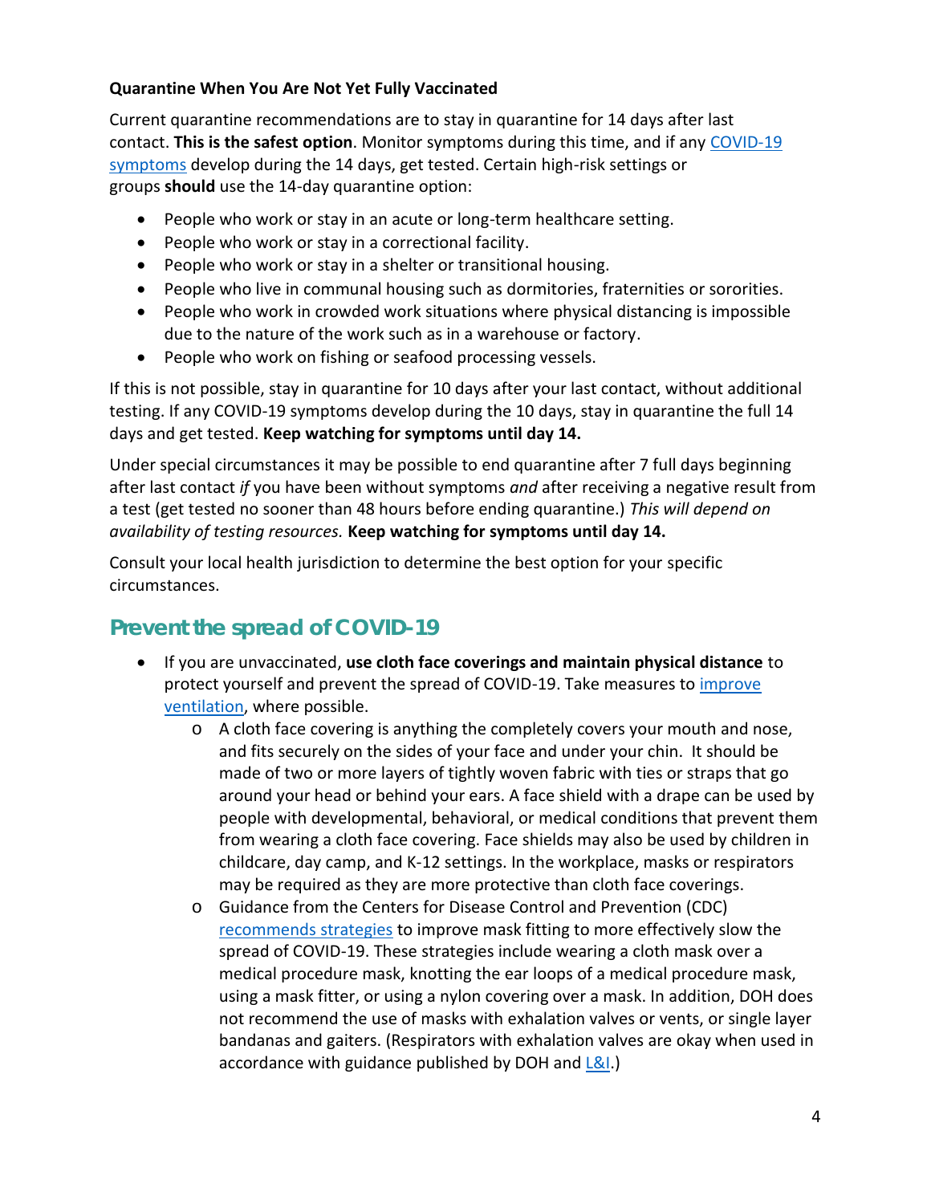**Quarantine When You Are Not Yet Fully Vaccinated**

Current quarantine recommendations are to stay in quarantine for 14 days after last contact. **This is the safest option**. Monitor symptoms during this time, and if any [COVID-19 symptoms](#) develop during the 14 days, get tested. Certain high-risk settings or groups **should** use the 14-day quarantine option:

- People who work or stay in an acute or long-term healthcare setting.
- People who work or stay in a correctional facility.
- People who work or stay in a shelter or transitional housing.
- People who live in communal housing such as dormitories, fraternities or sororities.
- People who work in crowded work situations where physical distancing is impossible due to the nature of the work such as in a warehouse or factory.
- People who work on fishing or seafood processing vessels.

If this is not possible, stay in quarantine for 10 days after your last contact, without additional testing. If any COVID-19 symptoms develop during the 10 days, stay in quarantine the full 14 days and get tested. **Keep watching for symptoms until day 14.**

Under special circumstances it may be possible to end quarantine after 7 full days beginning after last contact *if* you have been without symptoms *and* after receiving a negative result from a test (get tested no sooner than 48 hours before ending quarantine.) *This will depend on availability of testing resources.* **Keep watching for symptoms until day 14.**

Consult your local health jurisdiction to determine the best option for your specific circumstances.

## Prevent the spread of COVID-19

- If you are unvaccinated, **use cloth face coverings and maintain physical distance** to protect yourself and prevent the spread of COVID-19. Take measures to [improve ventilation](#), where possible.
  - A cloth face covering is anything the completely covers your mouth and nose, and fits securely on the sides of your face and under your chin. It should be made of two or more layers of tightly woven fabric with ties or straps that go around your head or behind your ears. A face shield with a drape can be used by people with developmental, behavioral, or medical conditions that prevent them from wearing a cloth face covering. Face shields may also be used by children in childcare, day camp, and K-12 settings. In the workplace, masks or respirators may be required as they are more protective than cloth face coverings.
  - Guidance from the Centers for Disease Control and Prevention (CDC) [recommends strategies](#) to improve mask fitting to more effectively slow the spread of COVID-19. These strategies include wearing a cloth mask over a medical procedure mask, knotting the ear loops of a medical procedure mask, using a mask fitter, or using a nylon covering over a mask. In addition, DOH does not recommend the use of masks with exhalation valves or vents, or single layer bandanas and gaiters. (Respirators with exhalation valves are okay when used in accordance with guidance published by DOH and [L&I](#).)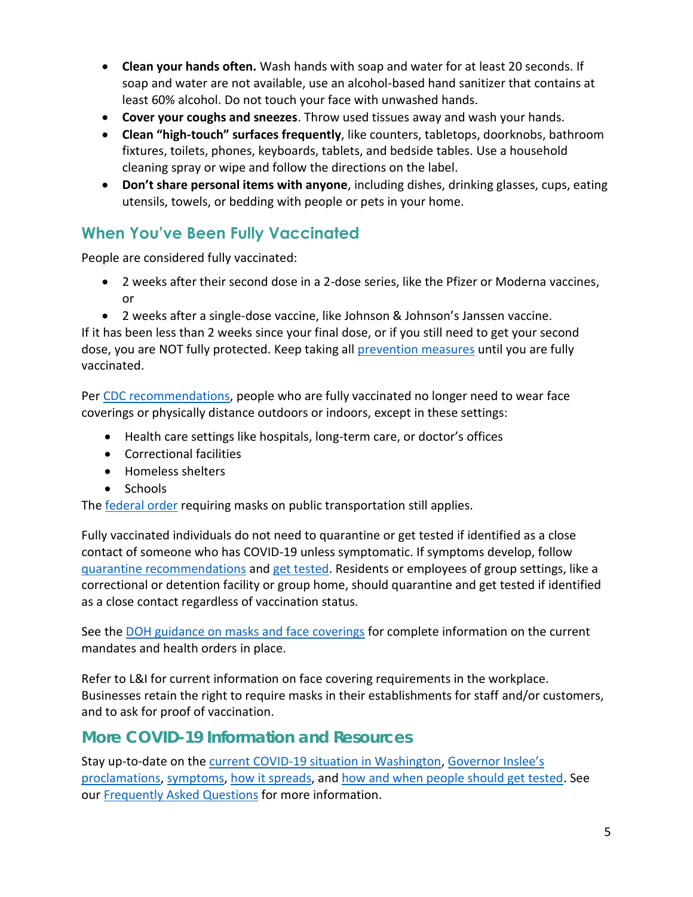- **Clean your hands often.** Wash hands with soap and water for at least 20 seconds. If soap and water are not available, use an alcohol-based hand sanitizer that contains at least 60% alcohol. Do not touch your face with unwashed hands.
- **Cover your coughs and sneezes**. Throw used tissues away and wash your hands.
- **Clean "high-touch" surfaces frequently**, like counters, tabletops, doorknobs, bathroom fixtures, toilets, phones, keyboards, tablets, and bedside tables. Use a household cleaning spray or wipe and follow the directions on the label.
- **Don't share personal items with anyone**, including dishes, drinking glasses, cups, eating utensils, towels, or bedding with people or pets in your home.

## When You've Been Fully Vaccinated

People are considered fully vaccinated:

- 2 weeks after their second dose in a 2-dose series, like the Pfizer or Moderna vaccines, or
- 2 weeks after a single-dose vaccine, like Johnson & Johnson's Janssen vaccine.

If it has been less than 2 weeks since your final dose, or if you still need to get your second dose, you are NOT fully protected. Keep taking all prevention measures until you are fully vaccinated.

Per CDC recommendations, people who are fully vaccinated no longer need to wear face coverings or physically distance outdoors or indoors, except in these settings:

- Health care settings like hospitals, long-term care, or doctor's offices
- Correctional facilities
- Homeless shelters
- Schools

The federal order requiring masks on public transportation still applies.

Fully vaccinated individuals do not need to quarantine or get tested if identified as a close contact of someone who has COVID-19 unless symptomatic. If symptoms develop, follow quarantine recommendations and get tested. Residents or employees of group settings, like a correctional or detention facility or group home, should quarantine and get tested if identified as a close contact regardless of vaccination status.

See the DOH guidance on masks and face coverings for complete information on the current mandates and health orders in place.

Refer to L&I for current information on face covering requirements in the workplace. Businesses retain the right to require masks in their establishments for staff and/or customers, and to ask for proof of vaccination.

## More COVID-19 Information and Resources

Stay up-to-date on the current COVID-19 situation in Washington, Governor Inslee's proclamations, symptoms, how it spreads, and how and when people should get tested. See our Frequently Asked Questions for more information.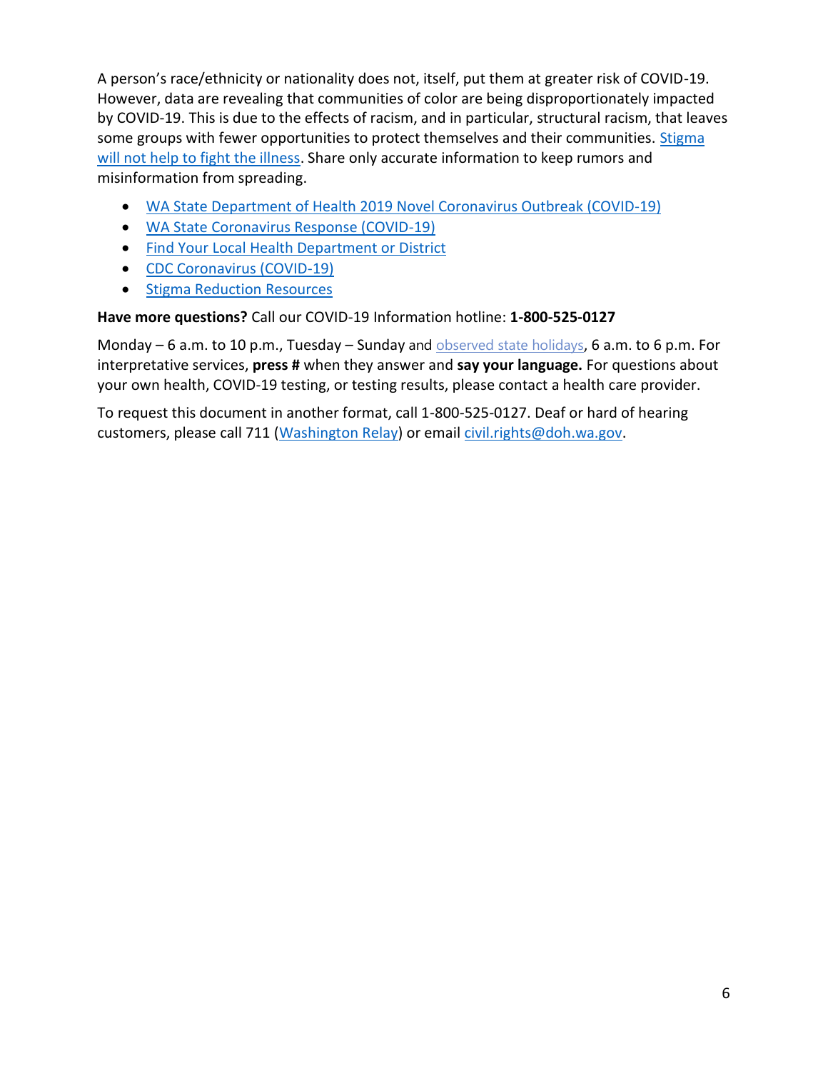A person's race/ethnicity or nationality does not, itself, put them at greater risk of COVID-19. However, data are revealing that communities of color are being disproportionately impacted by COVID-19. This is due to the effects of racism, and in particular, structural racism, that leaves some groups with fewer opportunities to protect themselves and their communities. Stigma will not help to fight the illness. Share only accurate information to keep rumors and misinformation from spreading.

- WA State Department of Health 2019 Novel Coronavirus Outbreak (COVID-19)
- WA State Coronavirus Response (COVID-19)
- Find Your Local Health Department or District
- CDC Coronavirus (COVID-19)
- Stigma Reduction Resources

**Have more questions?** Call our COVID-19 Information hotline: **1-800-525-0127**

Monday – 6 a.m. to 10 p.m., Tuesday – Sunday and observed state holidays, 6 a.m. to 6 p.m. For interpretative services, **press #** when they answer and **say your language.** For questions about your own health, COVID-19 testing, or testing results, please contact a health care provider.

To request this document in another format, call 1-800-525-0127. Deaf or hard of hearing customers, please call 711 (Washington Relay) or email civil.rights@doh.wa.gov.